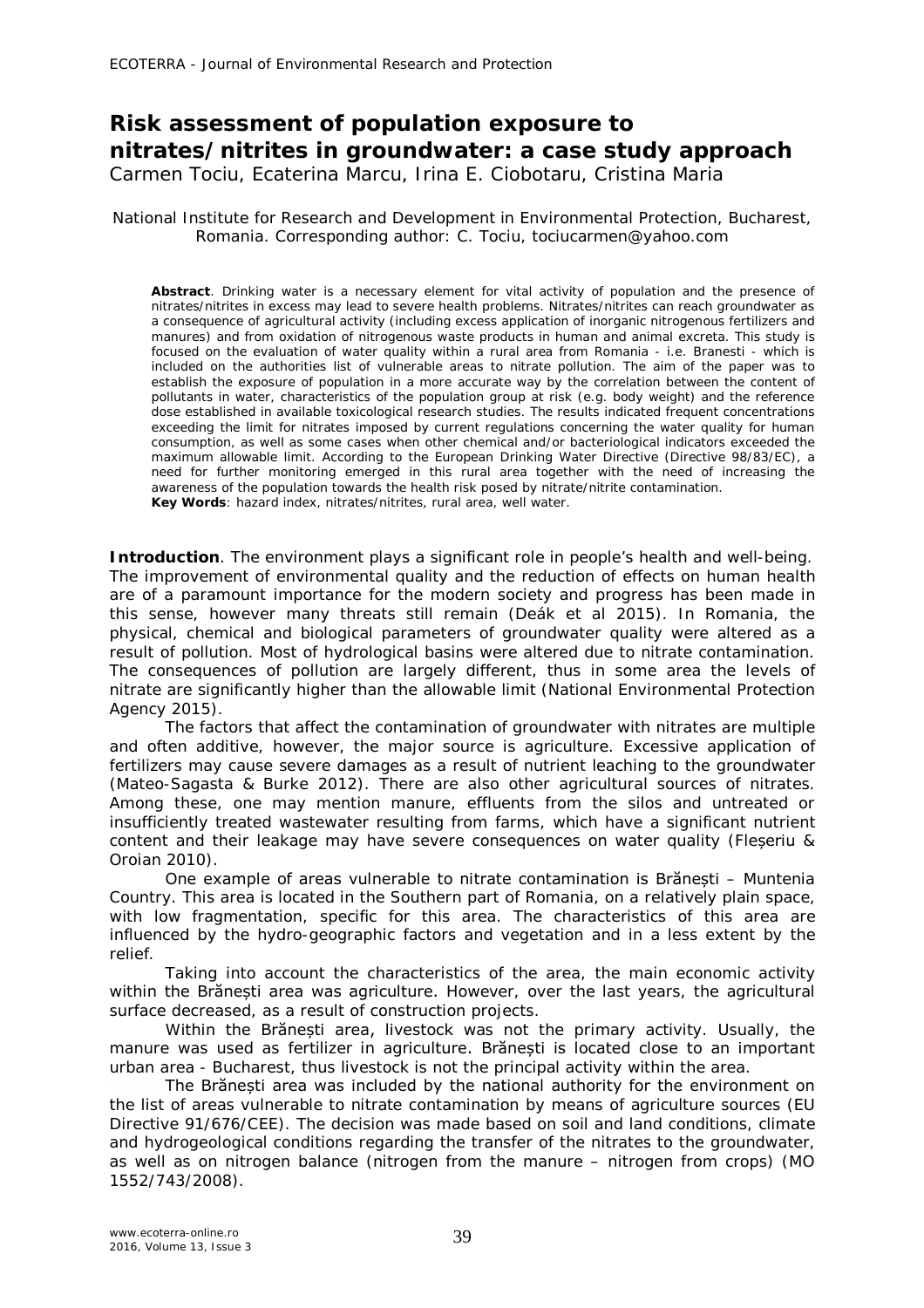# Risk assessment of population exposure to nitrates/nitrites in groundwater: a case study approach

Carmen Tociu, Ecaterina Marcu, Irina E. Ciobotaru, Cristina Maria

National Institute for Research and Development in Environmental Protection, Bucharest, Romania. Corresponding author: C. Tociu, tociucarmen@yahoo.com

**Abstract**. Drinking water is a necessary element for vital activity of population and the presence of nitrates/nitrites in excess may lead to severe health problems. Nitrates/nitrites can reach groundwater as a consequence of agricultural activity (including excess application of inorganic nitrogenous fertilizers and manures) and from oxidation of nitrogenous waste products in human and animal excreta. This study is focused on the evaluation of water quality within a rural area from Romania - i.e. Branesti - which is included on the authorities list of vulnerable areas to nitrate pollution. The aim of the paper was to establish the exposure of population in a more accurate way by the correlation between the content of pollutants in water, characteristics of the population group at risk (e.g. body weight) and the reference dose established in available toxicological research studies. The results indicated frequent concentrations exceeding the limit for nitrates imposed by current regulations concerning the water quality for human consumption, as well as some cases when other chemical and/or bacteriological indicators exceeded the maximum allowable limit. According to the European Drinking Water Directive (Directive 98/83/EC), a need for further monitoring emerged in this rural area together with the need of increasing the awareness of the population towards the health risk posed by nitrate/nitrite contamination.

**Key Words**: hazard index, nitrates/nitrites, rural area, well water.

**Introduction**. The environment plays a significant role in people's health and well-being. The improvement of environmental quality and the reduction of effects on human health are of a paramount importance for the modern society and progress has been made in this sense, however many threats still remain (Deák et al 2015). In Romania, the physical, chemical and biological parameters of groundwater quality were altered as a result of pollution. Most of hydrological basins were altered due to nitrate contamination. The consequences of pollution are largely different, thus in some area the levels of nitrate are significantly higher than the allowable limit (National Environmental Protection Agency 2015).

The factors that affect the contamination of groundwater with nitrates are multiple and often additive, however, the major source is agriculture. Excessive application of fertilizers may cause severe damages as a result of nutrient leaching to the groundwater (Mateo-Sagasta & Burke 2012). There are also other agricultural sources of nitrates. Among these, one may mention manure, effluents from the silos and untreated or insufficiently treated wastewater resulting from farms, which have a significant nutrient content and their leakage may have severe consequences on water quality (Fleșeriu & Oroian 2010).

One example of areas vulnerable to nitrate contamination is Brănești – Muntenia Country. This area is located in the Southern part of Romania, on a relatively plain space, with low fragmentation, specific for this area. The characteristics of this area are influenced by the hydro-geographic factors and vegetation and in a less extent by the relief.

Taking into account the characteristics of the area, the main economic activity within the Brănești area was agriculture. However, over the last years, the agricultural surface decreased, as a result of construction projects.

Within the Brănești area, livestock was not the primary activity. Usually, the manure was used as fertilizer in agriculture. Brănești is located close to an important urban area - Bucharest, thus livestock is not the principal activity within the area.

The Brănești area was included by the national authority for the environment on the list of areas vulnerable to nitrate contamination by means of agriculture sources (EU Directive 91/676/CEE). The decision was made based on soil and land conditions, climate and hydrogeological conditions regarding the transfer of the nitrates to the groundwater, as well as on nitrogen balance (nitrogen from the manure – nitrogen from crops) (MO 1552/743/2008).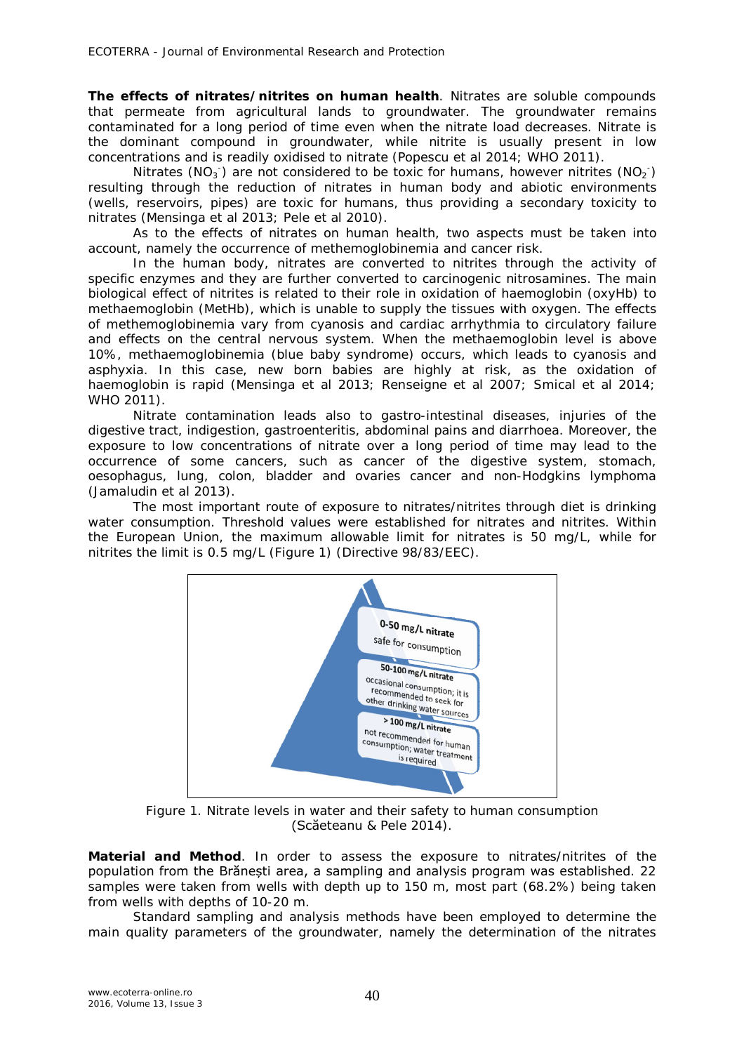**The effects of nitrates/nitrites on human health**. Nitrates are soluble compounds that permeate from agricultural lands to groundwater. The groundwater remains contaminated for a long period of time even when the nitrate load decreases. Nitrate is the dominant compound in groundwater, while nitrite is usually present in low concentrations and is readily oxidised to nitrate (Popescu et al 2014; WHO 2011).

Nitrates ($NO_3^-$) are not considered to be toxic for humans, however nitrites ($NO_2^-$) resulting through the reduction of nitrates in human body and abiotic environments (wells, reservoirs, pipes) are toxic for humans, thus providing a secondary toxicity to nitrates (Mensinga et al 2013; Pele et al 2010).

As to the effects of nitrates on human health, two aspects must be taken into account, namely the occurrence of methemoglobinemia and cancer risk.

In the human body, nitrates are converted to nitrites through the activity of specific enzymes and they are further converted to carcinogenic nitrosamines. The main biological effect of nitrites is related to their role in oxidation of haemoglobin (oxyHb) to methaemoglobin (MetHb), which is unable to supply the tissues with oxygen. The effects of methemoglobinemia vary from cyanosis and cardiac arrhythmia to circulatory failure and effects on the central nervous system. When the methaemoglobin level is above 10%, methaemoglobinemia (blue baby syndrome) occurs, which leads to cyanosis and asphyxia. In this case, new born babies are highly at risk, as the oxidation of haemoglobin is rapid (Mensinga et al 2013; Renseigne et al 2007; Smical et al 2014; WHO 2011).

Nitrate contamination leads also to gastro-intestinal diseases, injuries of the digestive tract, indigestion, gastroenteritis, abdominal pains and diarrhoea. Moreover, the exposure to low concentrations of nitrate over a long period of time may lead to the occurrence of some cancers, such as cancer of the digestive system, stomach, oesophagus, lung, colon, bladder and ovaries cancer and non-Hodgkins lymphoma (Jamaludin et al 2013).

The most important route of exposure to nitrates/nitrites through diet is drinking water consumption. Threshold values were established for nitrates and nitrites. Within the European Union, the maximum allowable limit for nitrates is 50 mg/L, while for nitrites the limit is 0.5 mg/L (Figure 1) (Directive 98/83/EEC).

0-50 mg/L nitrate
safe for consumption

50-100 mg/L nitrate
occasional consumption; it is recommended to seek for other drinking water sources

> 100 mg/L nitrate
not recommended for human consumption; water treatment is required

Figure 1. Nitrate levels in water and their safety to human consumption (Scăeteanu & Pele 2014).

**Material and Method**. In order to assess the exposure to nitrates/nitrites of the population from the Brănești area, a sampling and analysis program was established. 22 samples were taken from wells with depth up to 150 m, most part (68.2%) being taken from wells with depths of 10-20 m.

Standard sampling and analysis methods have been employed to determine the main quality parameters of the groundwater, namely the determination of the nitrates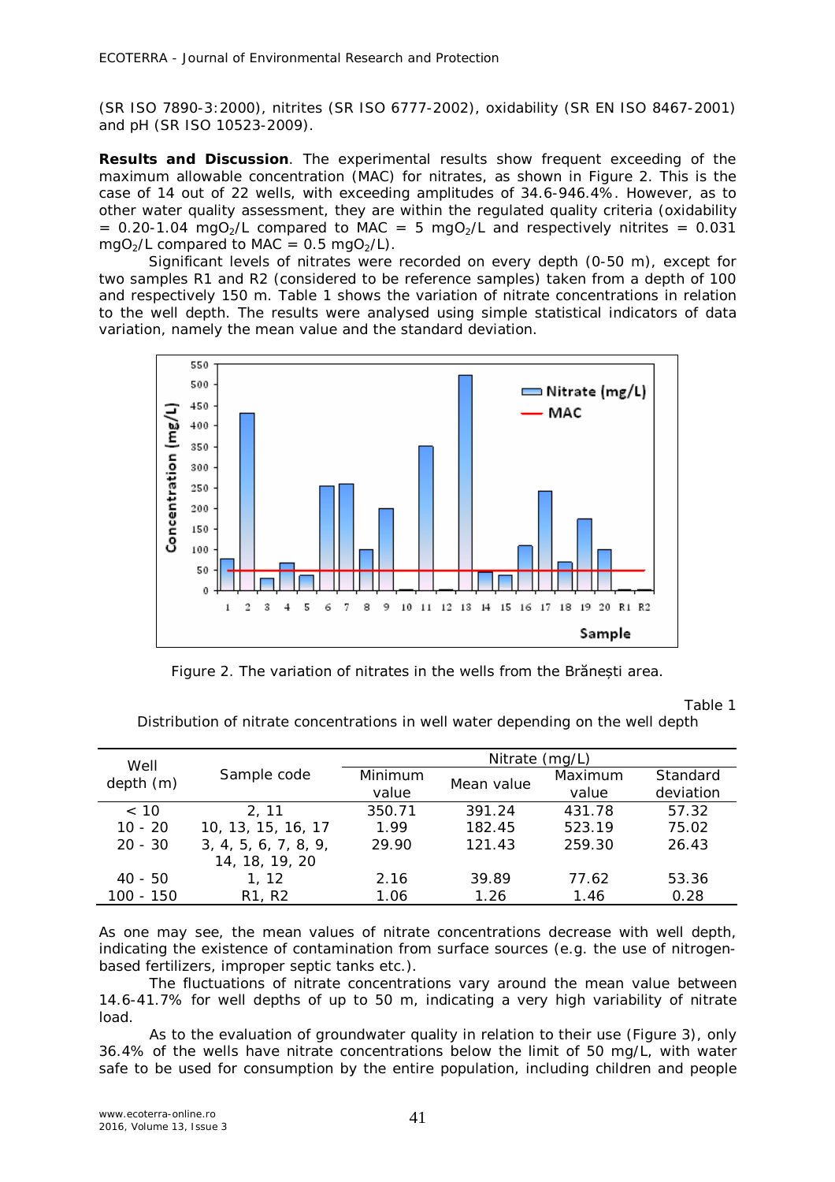(SR ISO 7890-3:2000), nitrites (SR ISO 6777-2002), oxidability (SR EN ISO 8467-2001) and pH (SR ISO 10523-2009).

**Results and Discussion**. The experimental results show frequent exceeding of the maximum allowable concentration (MAC) for nitrates, as shown in Figure 2. This is the case of 14 out of 22 wells, with exceeding amplitudes of 34.6-946.4%. However, as to other water quality assessment, they are within the regulated quality criteria (oxidability = 0.20-1.04 $mgO_2/L$ compared to MAC = 5 $mgO_2/L$ and respectively nitrites = 0.031 $mgO_2/L$ compared to MAC = 0.5 $mgO_2/L$).

Significant levels of nitrates were recorded on every depth (0-50 m), except for two samples R1 and R2 (considered to be reference samples) taken from a depth of 100 and respectively 150 m. Table 1 shows the variation of nitrate concentrations in relation to the well depth. The results were analysed using simple statistical indicators of data variation, namely the mean value and the standard deviation.

Figure 2. The variation of nitrates in the wells from the Brănești area.

Table 1

Distribution of nitrate concentrations in well water depending on the well depth

| Well depth (m) | Sample code | Nitrate (mg/L) | | | |
|---|---|---|---|---|---|
| | | Minimum value | Mean value | Maximum value | Standard deviation |
| < 10 | 2, 11 | 350.71 | 391.24 | 431.78 | 57.32 |
| 10 - 20 | 10, 13, 15, 16, 17 | 1.99 | 182.45 | 523.19 | 75.02 |
| 20 - 30 | 3, 4, 5, 6, 7, 8, 9, 14, 18, 19, 20 | 29.90 | 121.43 | 259.30 | 26.43 |
| 40 - 50 | 1, 12 | 2.16 | 39.89 | 77.62 | 53.36 |
| 100 - 150 | R1, R2 | 1.06 | 1.26 | 1.46 | 0.28 |

As one may see, the mean values of nitrate concentrations decrease with well depth, indicating the existence of contamination from surface sources (e.g. the use of nitrogen-based fertilizers, improper septic tanks etc.).

The fluctuations of nitrate concentrations vary around the mean value between 14.6-41.7% for well depths of up to 50 m, indicating a very high variability of nitrate load.

As to the evaluation of groundwater quality in relation to their use (Figure 3), only 36.4% of the wells have nitrate concentrations below the limit of 50 mg/L, with water safe to be used for consumption by the entire population, including children and people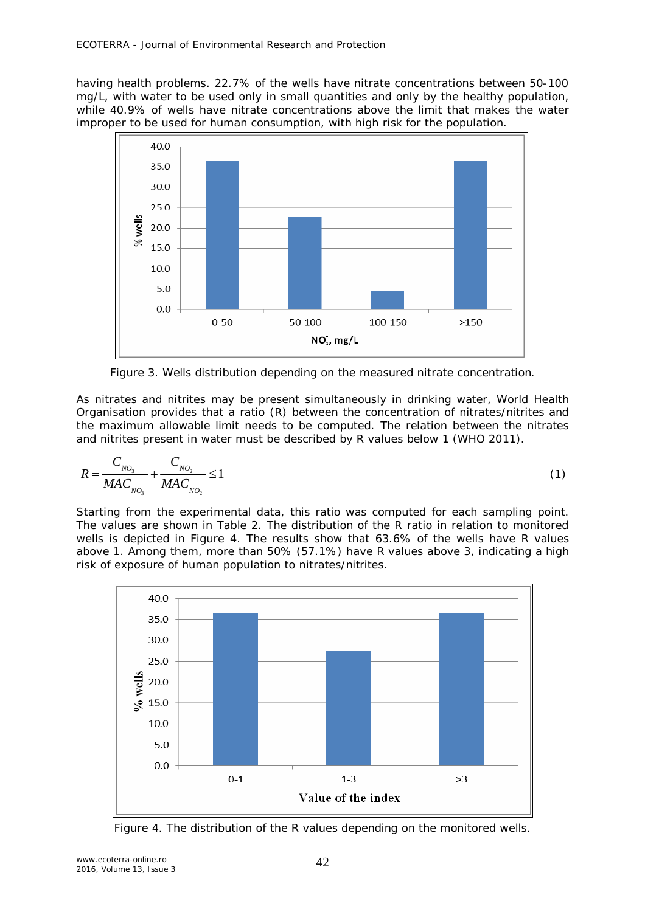having health problems. 22.7% of the wells have nitrate concentrations between 50-100 mg/L, with water to be used only in small quantities and only by the healthy population, while 40.9% of wells have nitrate concentrations above the limit that makes the water improper to be used for human consumption, with high risk for the population.

Figure 3. Wells distribution depending on the measured nitrate concentration.

As nitrates and nitrites may be present simultaneously in drinking water, World Health Organisation provides that a ratio (R) between the concentration of nitrates/nitrites and the maximum allowable limit needs to be computed. The relation between the nitrates and nitrites present in water must be described by R values below 1 (WHO 2011).

$$R = \frac{C_{NO_3^-}}{MAC_{NO_3^-}} + \frac{C_{NO_2^-}}{MAC_{NO_2^-}} \leq 1 \qquad (1)$$

Starting from the experimental data, this ratio was computed for each sampling point. The values are shown in Table 2. The distribution of the R ratio in relation to monitored wells is depicted in Figure 4. The results show that 63.6% of the wells have R values above 1. Among them, more than 50% (57.1%) have R values above 3, indicating a high risk of exposure of human population to nitrates/nitrites.

Figure 4. The distribution of the R values depending on the monitored wells.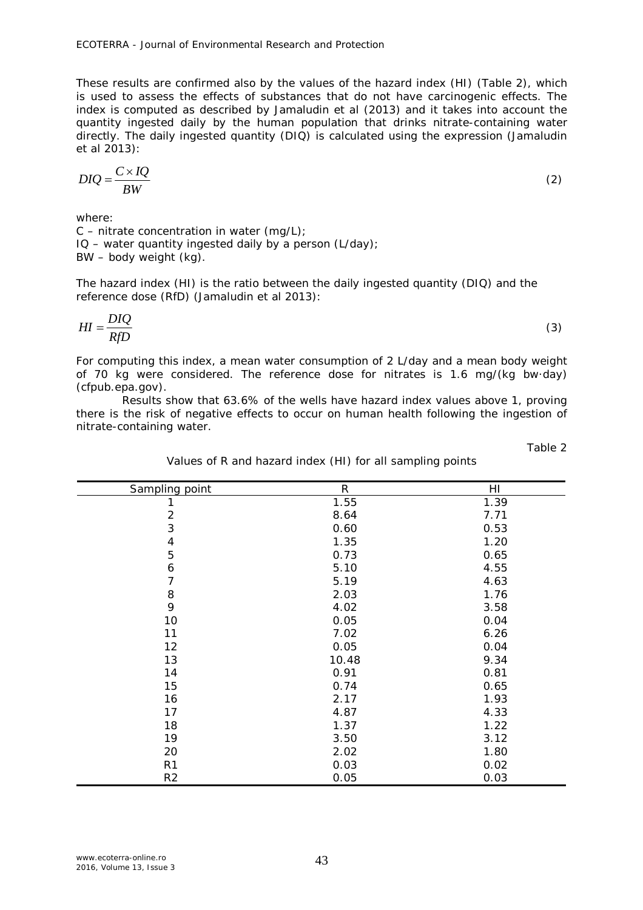These results are confirmed also by the values of the hazard index (HI) (Table 2), which is used to assess the effects of substances that do not have carcinogenic effects. The index is computed as described by Jamaludin et al (2013) and it takes into account the quantity ingested daily by the human population that drinks nitrate-containing water directly. The daily ingested quantity (DIQ) is calculated using the expression (Jamaludin et al 2013):

$$DIQ = \frac{C \times IQ}{BW} \tag{2}$$

where:

C – nitrate concentration in water (mg/L);
IQ – water quantity ingested daily by a person (L/day);
BW – body weight (kg).

The hazard index (HI) is the ratio between the daily ingested quantity (DIQ) and the reference dose (RfD) (Jamaludin et al 2013):

$$HI = \frac{DIQ}{RfD} \tag{3}$$

For computing this index, a mean water consumption of 2 L/day and a mean body weight of 70 kg were considered. The reference dose for nitrates is 1.6 mg/(kg bw·day) (cfpub.epa.gov).

Results show that 63.6% of the wells have hazard index values above 1, proving there is the risk of negative effects to occur on human health following the ingestion of nitrate-containing water.

Table 2

Values of R and hazard index (HI) for all sampling points

| Sampling point | R | HI |
|---|---|---|
| 1 | 1.55 | 1.39 |
| 2 | 8.64 | 7.71 |
| 3 | 0.60 | 0.53 |
| 4 | 1.35 | 1.20 |
| 5 | 0.73 | 0.65 |
| 6 | 5.10 | 4.55 |
| 7 | 5.19 | 4.63 |
| 8 | 2.03 | 1.76 |
| 9 | 4.02 | 3.58 |
| 10 | 0.05 | 0.04 |
| 11 | 7.02 | 6.26 |
| 12 | 0.05 | 0.04 |
| 13 | 10.48 | 9.34 |
| 14 | 0.91 | 0.81 |
| 15 | 0.74 | 0.65 |
| 16 | 2.17 | 1.93 |
| 17 | 4.87 | 4.33 |
| 18 | 1.37 | 1.22 |
| 19 | 3.50 | 3.12 |
| 20 | 2.02 | 1.80 |
| R1 | 0.03 | 0.02 |
| R2 | 0.05 | 0.03 |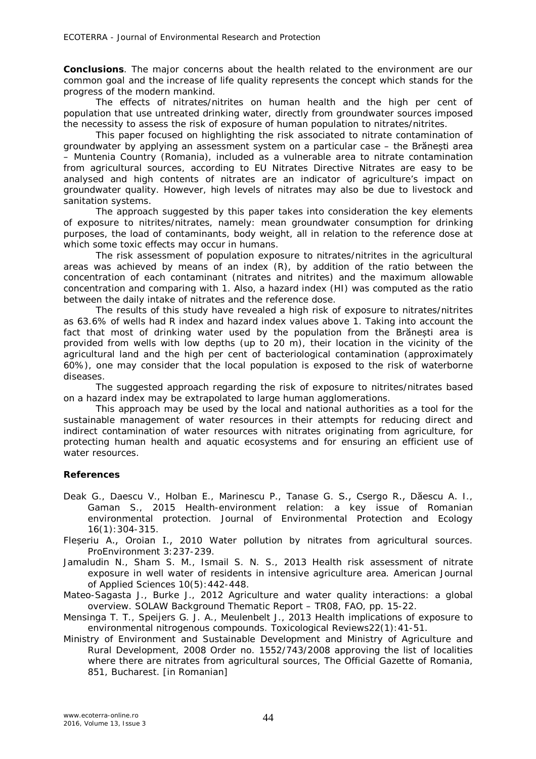**Conclusions**. The major concerns about the health related to the environment are our common goal and the increase of life quality represents the concept which stands for the progress of the modern mankind.

The effects of nitrates/nitrites on human health and the high per cent of population that use untreated drinking water, directly from groundwater sources imposed the necessity to assess the risk of exposure of human population to nitrates/nitrites.

This paper focused on highlighting the risk associated to nitrate contamination of groundwater by applying an assessment system on a particular case – the Brănești area – Muntenia Country (Romania), included as a vulnerable area to nitrate contamination from agricultural sources, according to EU Nitrates Directive Nitrates are easy to be analysed and high contents of nitrates are an indicator of agriculture's impact on groundwater quality. However, high levels of nitrates may also be due to livestock and sanitation systems.

The approach suggested by this paper takes into consideration the key elements of exposure to nitrites/nitrates, namely: mean groundwater consumption for drinking purposes, the load of contaminants, body weight, all in relation to the reference dose at which some toxic effects may occur in humans.

The risk assessment of population exposure to nitrates/nitrites in the agricultural areas was achieved by means of an index (R), by addition of the ratio between the concentration of each contaminant (nitrates and nitrites) and the maximum allowable concentration and comparing with 1. Also, a hazard index (HI) was computed as the ratio between the daily intake of nitrates and the reference dose.

The results of this study have revealed a high risk of exposure to nitrates/nitrites as 63.6% of wells had R index and hazard index values above 1. Taking into account the fact that most of drinking water used by the population from the Brănești area is provided from wells with low depths (up to 20 m), their location in the vicinity of the agricultural land and the high per cent of bacteriological contamination (approximately 60%), one may consider that the local population is exposed to the risk of waterborne diseases.

The suggested approach regarding the risk of exposure to nitrites/nitrates based on a hazard index may be extrapolated to large human agglomerations.

This approach may be used by the local and national authorities as a tool for the sustainable management of water resources in their attempts for reducing direct and indirect contamination of water resources with nitrates originating from agriculture, for protecting human health and aquatic ecosystems and for ensuring an efficient use of water resources.

## References

Deak G., Daescu V., Holban E., Marinescu P., Tanase G. S., Csergo R., Dăescu A. I., Gaman S., 2015 Health-environment relation: a key issue of Romanian environmental protection. Journal of Environmental Protection and Ecology 16(1):304-315.

Fleșeriu A., Oroian I., 2010 Water pollution by nitrates from agricultural sources. ProEnvironment 3:237-239.

Jamaludin N., Sham S. M., Ismail S. N. S., 2013 Health risk assessment of nitrate exposure in well water of residents in intensive agriculture area. American Journal of Applied Sciences 10(5):442-448.

Mateo-Sagasta J., Burke J., 2012 Agriculture and water quality interactions: a global overview. SOLAW Background Thematic Report – TR08, FAO, pp. 15-22.

Mensinga T. T., Speijers G. J. A., Meulenbelt J., 2013 Health implications of exposure to environmental nitrogenous compounds. Toxicological Reviews22(1):41-51.

Ministry of Environment and Sustainable Development and Ministry of Agriculture and Rural Development, 2008 Order no. 1552/743/2008 approving the list of localities where there are nitrates from agricultural sources, The Official Gazette of Romania, 851, Bucharest. [in Romanian]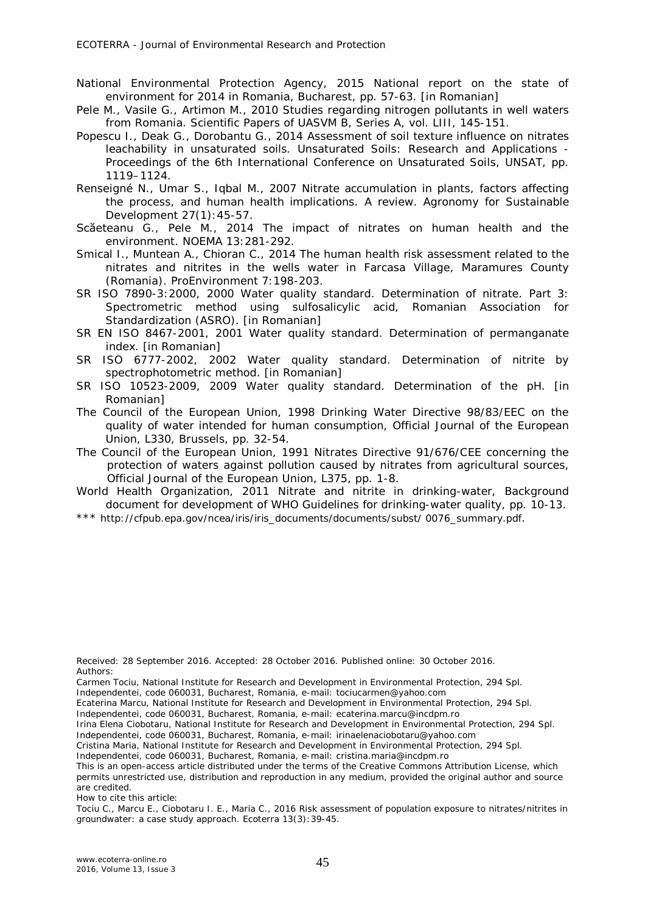National Environmental Protection Agency, 2015 National report on the state of environment for 2014 in Romania, Bucharest, pp. 57-63. [in Romanian]

Pele M., Vasile G., Artimon M., 2010 Studies regarding nitrogen pollutants in well waters from Romania. Scientific Papers of UASVM B, Series A, vol. LIII, 145-151.

Popescu I., Deak G., Dorobantu G., 2014 Assessment of soil texture influence on nitrates leachability in unsaturated soils. Unsaturated Soils: Research and Applications - Proceedings of the 6th International Conference on Unsaturated Soils, UNSAT, pp. 1119–1124.

Renseigné N., Umar S., Iqbal M., 2007 Nitrate accumulation in plants, factors affecting the process, and human health implications. A review. Agronomy for Sustainable Development 27(1):45-57.

Scăeteanu G., Pele M., 2014 The impact of nitrates on human health and the environment. NOEMA 13:281-292.

Smical I., Muntean A., Chioran C., 2014 The human health risk assessment related to the nitrates and nitrites in the wells water in Farcasa Village, Maramures County (Romania). ProEnvironment 7:198-203.

SR ISO 7890-3:2000, 2000 Water quality standard. Determination of nitrate. Part 3: Spectrometric method using sulfosalicylic acid, Romanian Association for Standardization (ASRO). [in Romanian]

SR EN ISO 8467-2001, 2001 Water quality standard. Determination of permanganate index. [in Romanian]

SR ISO 6777-2002, 2002 Water quality standard. Determination of nitrite by spectrophotometric method. [in Romanian]

SR ISO 10523-2009, 2009 Water quality standard. Determination of the pH. [in Romanian]

The Council of the European Union, 1998 Drinking Water Directive 98/83/EEC on the quality of water intended for human consumption, Official Journal of the European Union, L330, Brussels, pp. 32-54.

The Council of the European Union, 1991 Nitrates Directive 91/676/CEE concerning the protection of waters against pollution caused by nitrates from agricultural sources, Official Journal of the European Union, L375, pp. 1-8.

World Health Organization, 2011 Nitrate and nitrite in drinking-water, Background document for development of WHO Guidelines for drinking-water quality, pp. 10-13.

*** http://cfpub.epa.gov/ncea/iris/iris_documents/documents/subst/ 0076_summary.pdf.

Received: 28 September 2016. Accepted: 28 October 2016. Published online: 30 October 2016.

Authors:

Carmen Tociu, National Institute for Research and Development in Environmental Protection, 294 Spl. Independentei, code 060031, Bucharest, Romania, e-mail: tociucarmen@yahoo.com

Ecaterina Marcu, National Institute for Research and Development in Environmental Protection, 294 Spl. Independentei, code 060031, Bucharest, Romania, e-mail: ecaterina.marcu@incdpm.ro

Irina Elena Ciobotaru, National Institute for Research and Development in Environmental Protection, 294 Spl. Independentei, code 060031, Bucharest, Romania, e-mail: irinaelenaciobotaru@yahoo.com

Cristina Maria, National Institute for Research and Development in Environmental Protection, 294 Spl. Independentei, code 060031, Bucharest, Romania, e-mail: cristina.maria@incdpm.ro

This is an open-access article distributed under the terms of the Creative Commons Attribution License, which permits unrestricted use, distribution and reproduction in any medium, provided the original author and source are credited.

How to cite this article:

Tociu C., Marcu E., Ciobotaru I. E., Maria C., 2016 Risk assessment of population exposure to nitrates/nitrites in groundwater: a case study approach. Ecoterra 13(3):39-45.